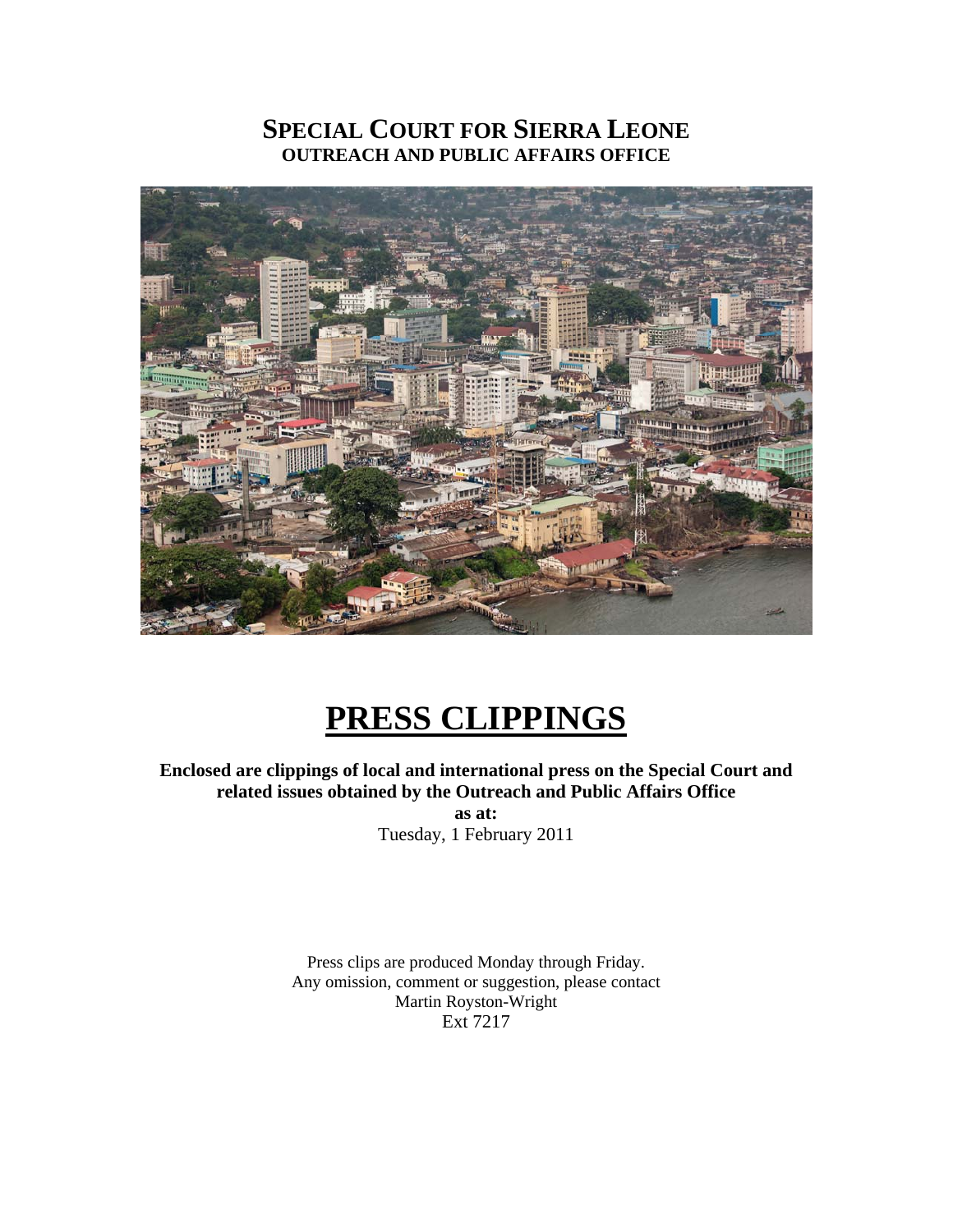# SPECIAL COURT FOR SIERRA LEONE
## OUTREACH AND PUBLIC AFFAIRS OFFICE

# PRESS CLIPPINGS

**Enclosed are clippings of local and international press on the Special Court and related issues obtained by the Outreach and Public Affairs Office**

**as at:**

Tuesday, 1 February 2011

Press clips are produced Monday through Friday.
Any omission, comment or suggestion, please contact
Martin Royston-Wright
Ext 7217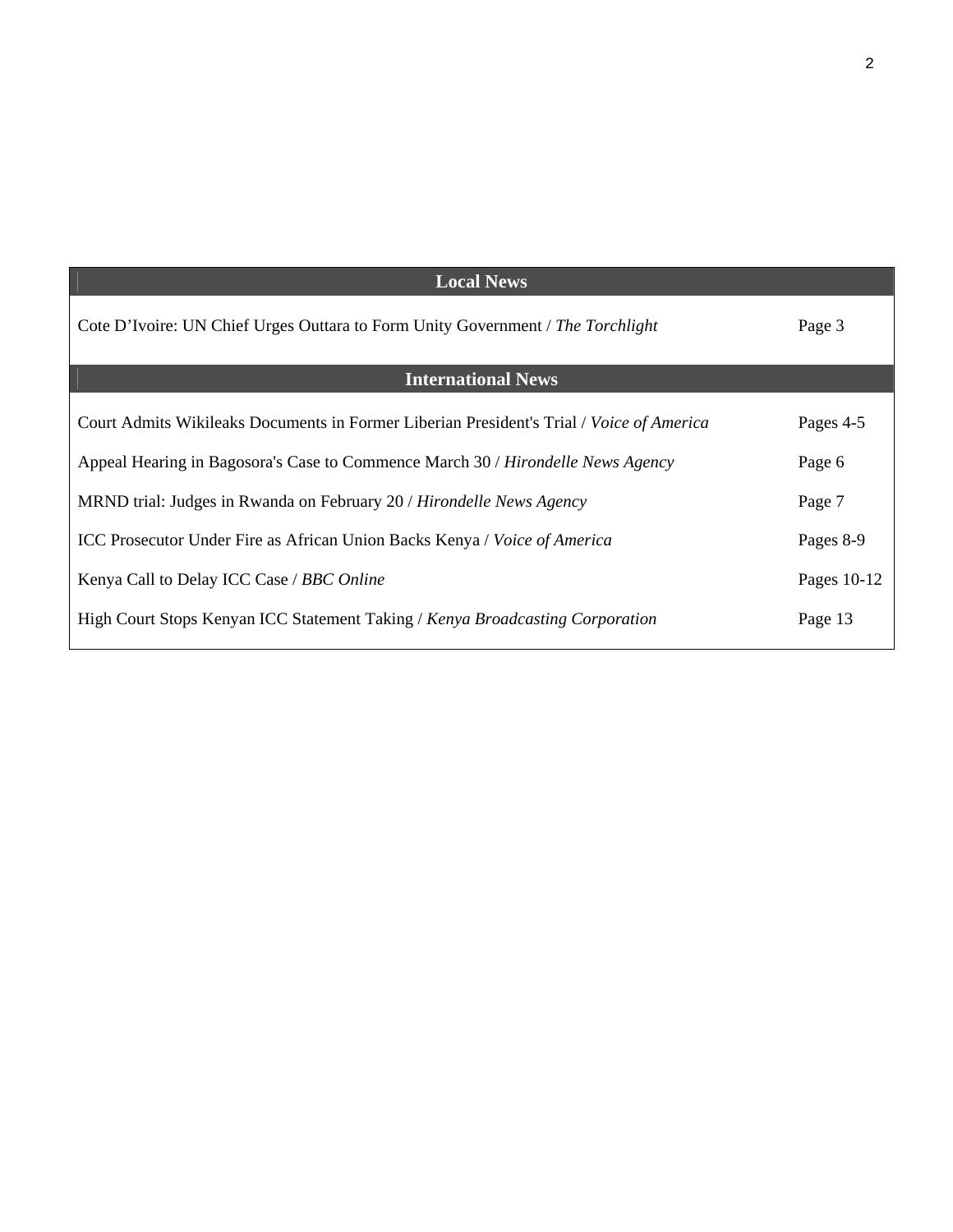| Local News | |
|---|---|
| Cote D'Ivoire: UN Chief Urges Outtara to Form Unity Government / *The Torchlight* | Page 3 |
| **International News** | |
| Court Admits Wikileaks Documents in Former Liberian President's Trial / *Voice of America* | Pages 4-5 |
| Appeal Hearing in Bagosora's Case to Commence March 30 / *Hirondelle News Agency* | Page 6 |
| MRND trial: Judges in Rwanda on February 20 / *Hirondelle News Agency* | Page 7 |
| ICC Prosecutor Under Fire as African Union Backs Kenya / *Voice of America* | Pages 8-9 |
| Kenya Call to Delay ICC Case / *BBC Online* | Pages 10-12 |
| High Court Stops Kenyan ICC Statement Taking / *Kenya Broadcasting Corporation* | Page 13 |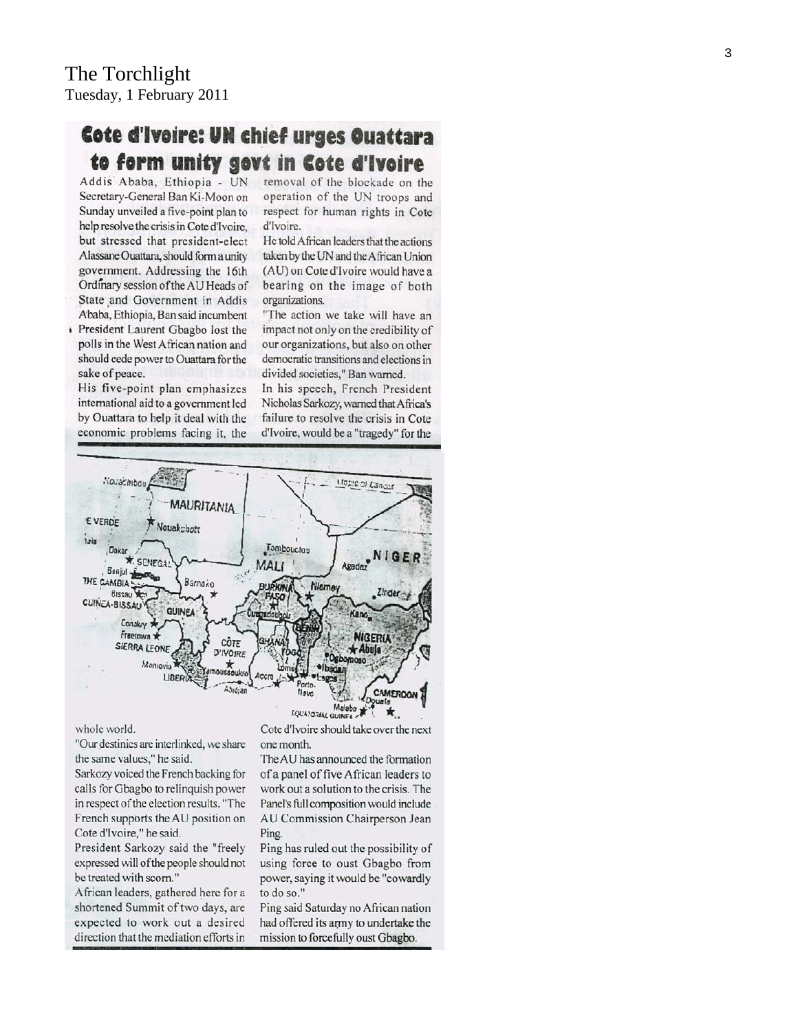# The Torchlight

Tuesday, 1 February 2011

## Cote d'Ivoire: UN chief urges Ouattara to form unity govt in Cote d'Ivoire

Addis Ababa, Ethiopia - UN Secretary-General Ban Ki-Moon on Sunday unveiled a five-point plan to help resolve the crisis in Cote d'Ivoire, but stressed that president-elect Alassane Ouattara, should form a unity government. Addressing the 16th Ordinary session of the AU Heads of State and Government in Addis Ababa, Ethiopia, Ban said incumbent President Laurent Gbagbo lost the polls in the West African nation and should cede power to Ouattara for the sake of peace.

His five-point plan emphasizes international aid to a government led by Ouattara to help it deal with the economic problems facing it, the removal of the blockade on the operation of the UN troops and respect for human rights in Cote d'Ivoire.

He told African leaders that the actions taken by the UN and the African Union (AU) on Cote d'Ivoire would have a bearing on the image of both organizations.

"The action we take will have an impact not only on the credibility of our organizations, but also on other democratic transitions and elections in divided societies," Ban warned.

In his speech, French President Nicholas Sarkozy, warned that Africa's failure to resolve the crisis in Cote d'Ivoire, would be a "tragedy" for the whole world.

"Our destinies are interlinked, we share the same values," he said.

Sarkozy voiced the French backing for calls for Gbagbo to relinquish power in respect of the election results. "The French supports the AU position on Cote d'Ivoire," he said.

President Sarkozy said the "freely expressed will of the people should not be treated with scorn."

African leaders, gathered here for a shortened Summit of two days, are expected to work out a desired direction that the mediation efforts in Cote d'Ivoire should take over the next one month.

The AU has announced the formation of a panel of five African leaders to work out a solution to the crisis. The Panel's full composition would include AU Commission Chairperson Jean Ping.

Ping has ruled out the possibility of using force to oust Gbagbo from power, saying it would be "cowardly to do so."

Ping said Saturday no African nation had offered its army to undertake the mission to forcefully oust Gbagbo.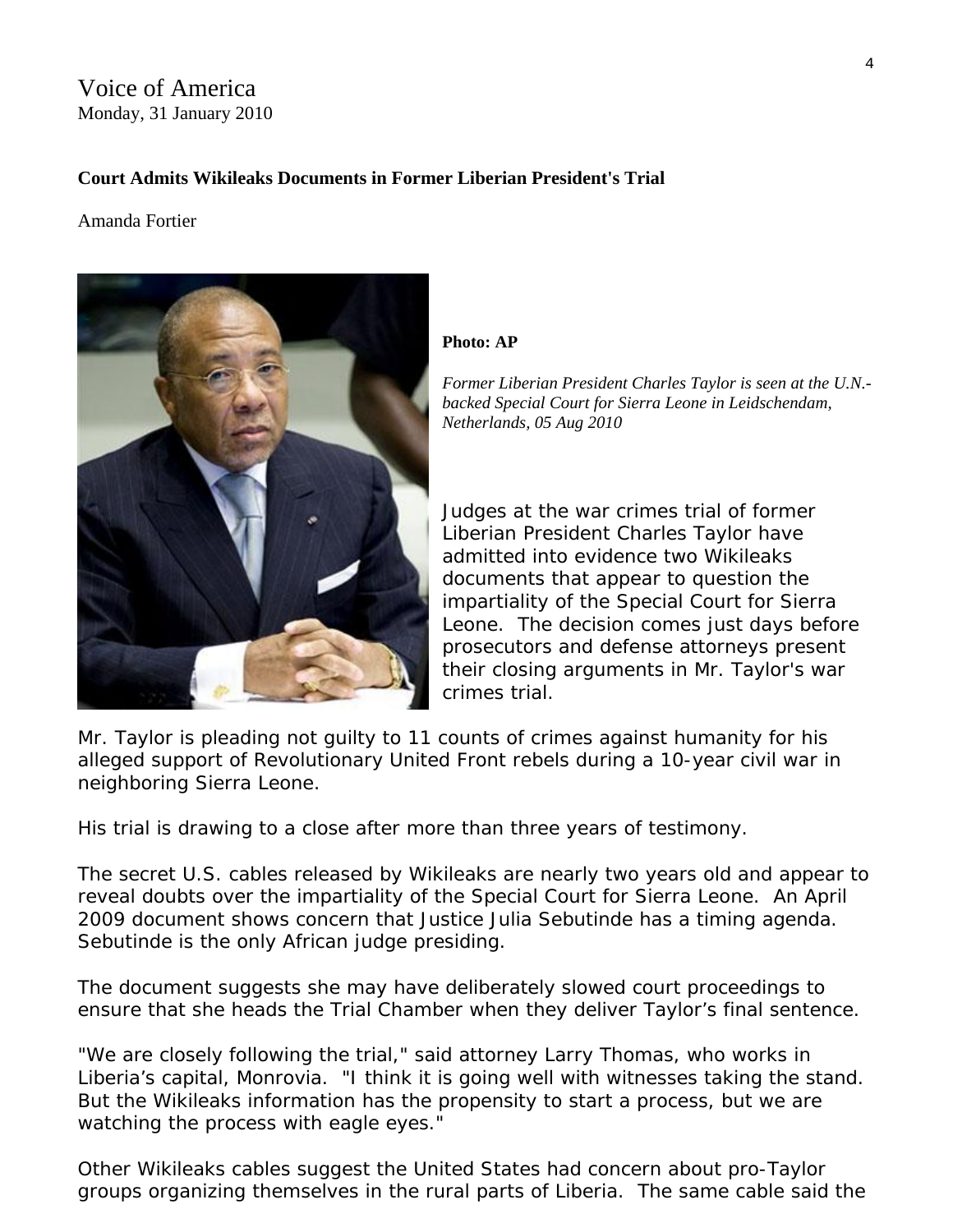Voice of America
Monday, 31 January 2010

**Court Admits Wikileaks Documents in Former Liberian President's Trial**

Amanda Fortier

**Photo: AP**

*Former Liberian President Charles Taylor is seen at the U.N.-backed Special Court for Sierra Leone in Leidschendam, Netherlands, 05 Aug 2010*

Judges at the war crimes trial of former Liberian President Charles Taylor have admitted into evidence two Wikileaks documents that appear to question the impartiality of the Special Court for Sierra Leone. The decision comes just days before prosecutors and defense attorneys present their closing arguments in Mr. Taylor's war crimes trial.

Mr. Taylor is pleading not guilty to 11 counts of crimes against humanity for his alleged support of Revolutionary United Front rebels during a 10-year civil war in neighboring Sierra Leone.

His trial is drawing to a close after more than three years of testimony.

The secret U.S. cables released by Wikileaks are nearly two years old and appear to reveal doubts over the impartiality of the Special Court for Sierra Leone. An April 2009 document shows concern that Justice Julia Sebutinde has a timing agenda. Sebutinde is the only African judge presiding.

The document suggests she may have deliberately slowed court proceedings to ensure that she heads the Trial Chamber when they deliver Taylor's final sentence.

"We are closely following the trial," said attorney Larry Thomas, who works in Liberia's capital, Monrovia. "I think it is going well with witnesses taking the stand. But the Wikileaks information has the propensity to start a process, but we are watching the process with eagle eyes."

Other Wikileaks cables suggest the United States had concern about pro-Taylor groups organizing themselves in the rural parts of Liberia. The same cable said the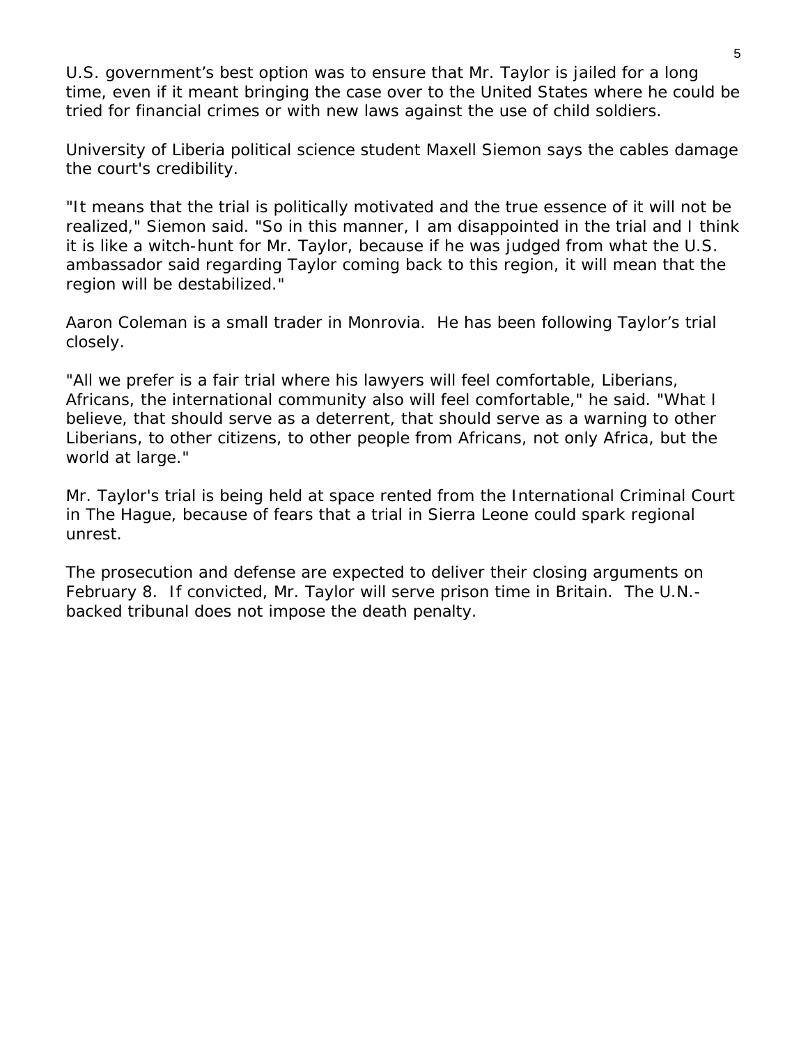U.S. government's best option was to ensure that Mr. Taylor is jailed for a long time, even if it meant bringing the case over to the United States where he could be tried for financial crimes or with new laws against the use of child soldiers.

University of Liberia political science student Maxell Siemon says the cables damage the court's credibility.

"It means that the trial is politically motivated and the true essence of it will not be realized," Siemon said. "So in this manner, I am disappointed in the trial and I think it is like a witch-hunt for Mr. Taylor, because if he was judged from what the U.S. ambassador said regarding Taylor coming back to this region, it will mean that the region will be destabilized."

Aaron Coleman is a small trader in Monrovia. He has been following Taylor's trial closely.

"All we prefer is a fair trial where his lawyers will feel comfortable, Liberians, Africans, the international community also will feel comfortable," he said. "What I believe, that should serve as a deterrent, that should serve as a warning to other Liberians, to other citizens, to other people from Africans, not only Africa, but the world at large."

Mr. Taylor's trial is being held at space rented from the International Criminal Court in The Hague, because of fears that a trial in Sierra Leone could spark regional unrest.

The prosecution and defense are expected to deliver their closing arguments on February 8. If convicted, Mr. Taylor will serve prison time in Britain. The U.N.-backed tribunal does not impose the death penalty.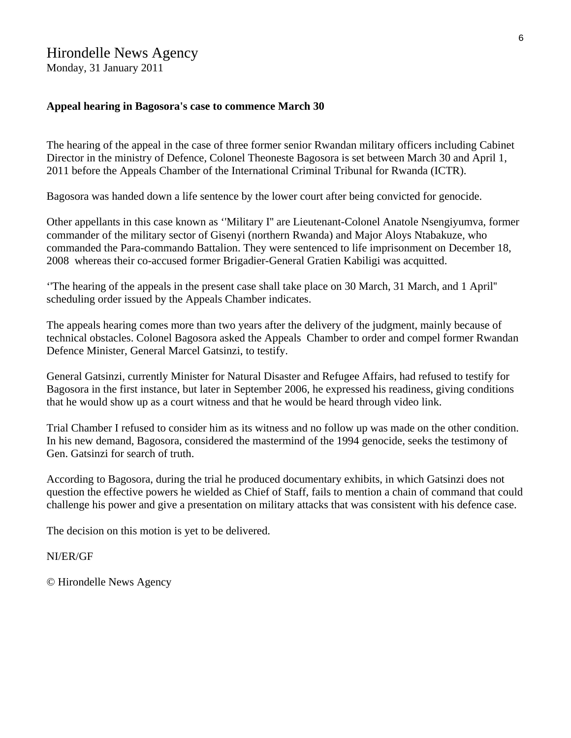Hirondelle News Agency
Monday, 31 January 2011

**Appeal hearing in Bagosora's case to commence March 30**

The hearing of the appeal in the case of three former senior Rwandan military officers including Cabinet Director in the ministry of Defence, Colonel Theoneste Bagosora is set between March 30 and April 1, 2011 before the Appeals Chamber of the International Criminal Tribunal for Rwanda (ICTR).

Bagosora was handed down a life sentence by the lower court after being convicted for genocide.

Other appellants in this case known as ‘'Military I'' are Lieutenant-Colonel Anatole Nsengiyumva, former commander of the military sector of Gisenyi (northern Rwanda) and Major Aloys Ntabakuze, who commanded the Para-commando Battalion. They were sentenced to life imprisonment on December 18, 2008 whereas their co-accused former Brigadier-General Gratien Kabiligi was acquitted.

‘'The hearing of the appeals in the present case shall take place on 30 March, 31 March, and 1 April'' scheduling order issued by the Appeals Chamber indicates.

The appeals hearing comes more than two years after the delivery of the judgment, mainly because of technical obstacles. Colonel Bagosora asked the Appeals Chamber to order and compel former Rwandan Defence Minister, General Marcel Gatsinzi, to testify.

General Gatsinzi, currently Minister for Natural Disaster and Refugee Affairs, had refused to testify for Bagosora in the first instance, but later in September 2006, he expressed his readiness, giving conditions that he would show up as a court witness and that he would be heard through video link.

Trial Chamber I refused to consider him as its witness and no follow up was made on the other condition. In his new demand, Bagosora, considered the mastermind of the 1994 genocide, seeks the testimony of Gen. Gatsinzi for search of truth.

According to Bagosora, during the trial he produced documentary exhibits, in which Gatsinzi does not question the effective powers he wielded as Chief of Staff, fails to mention a chain of command that could challenge his power and give a presentation on military attacks that was consistent with his defence case.

The decision on this motion is yet to be delivered.

NI/ER/GF

© Hirondelle News Agency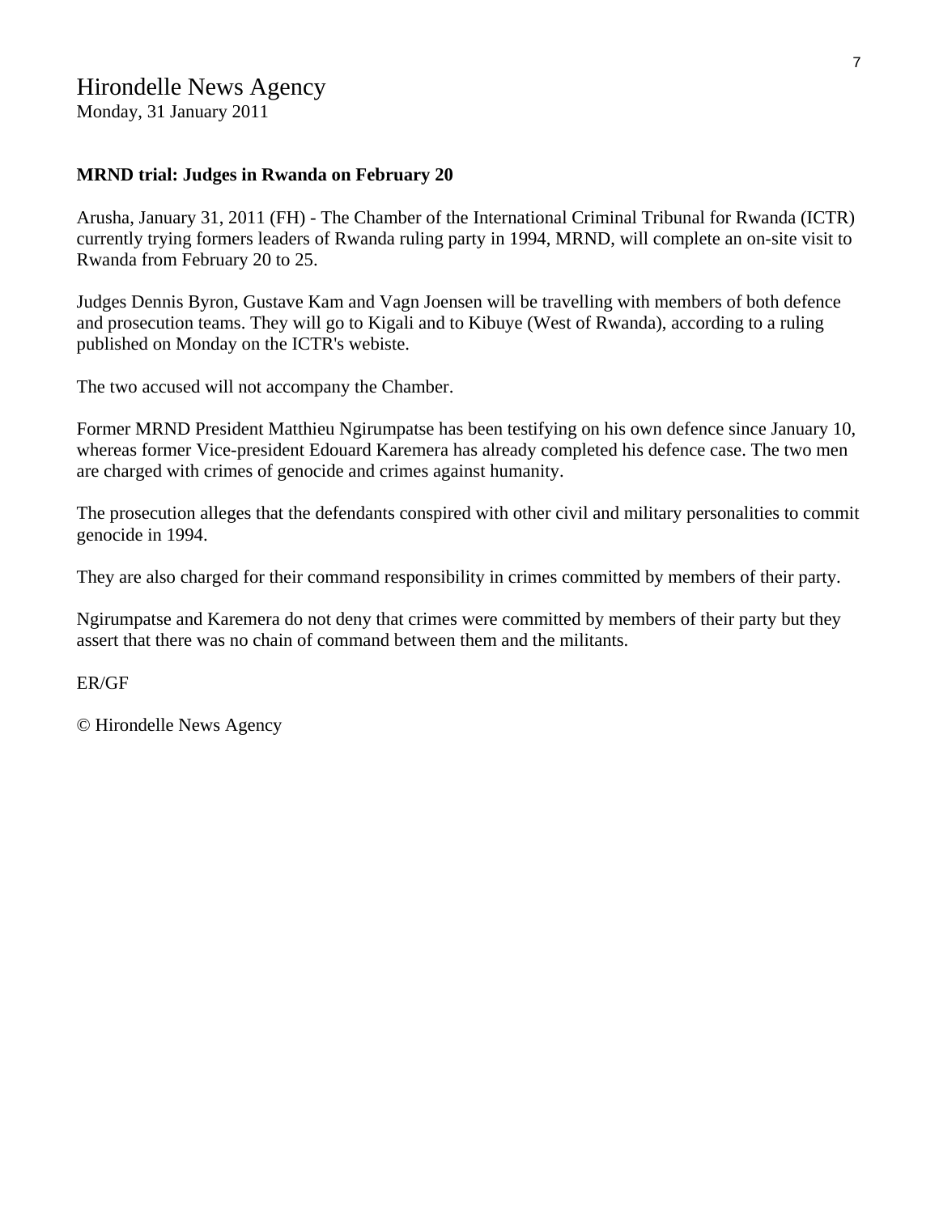Hirondelle News Agency
Monday, 31 January 2011

**MRND trial: Judges in Rwanda on February 20**

Arusha, January 31, 2011 (FH) - The Chamber of the International Criminal Tribunal for Rwanda (ICTR) currently trying formers leaders of Rwanda ruling party in 1994, MRND, will complete an on-site visit to Rwanda from February 20 to 25.

Judges Dennis Byron, Gustave Kam and Vagn Joensen will be travelling with members of both defence and prosecution teams. They will go to Kigali and to Kibuye (West of Rwanda), according to a ruling published on Monday on the ICTR's webiste.

The two accused will not accompany the Chamber.

Former MRND President Matthieu Ngirumpatse has been testifying on his own defence since January 10, whereas former Vice-president Edouard Karemera has already completed his defence case. The two men are charged with crimes of genocide and crimes against humanity.

The prosecution alleges that the defendants conspired with other civil and military personalities to commit genocide in 1994.

They are also charged for their command responsibility in crimes committed by members of their party.

Ngirumpatse and Karemera do not deny that crimes were committed by members of their party but they assert that there was no chain of command between them and the militants.

ER/GF

© Hirondelle News Agency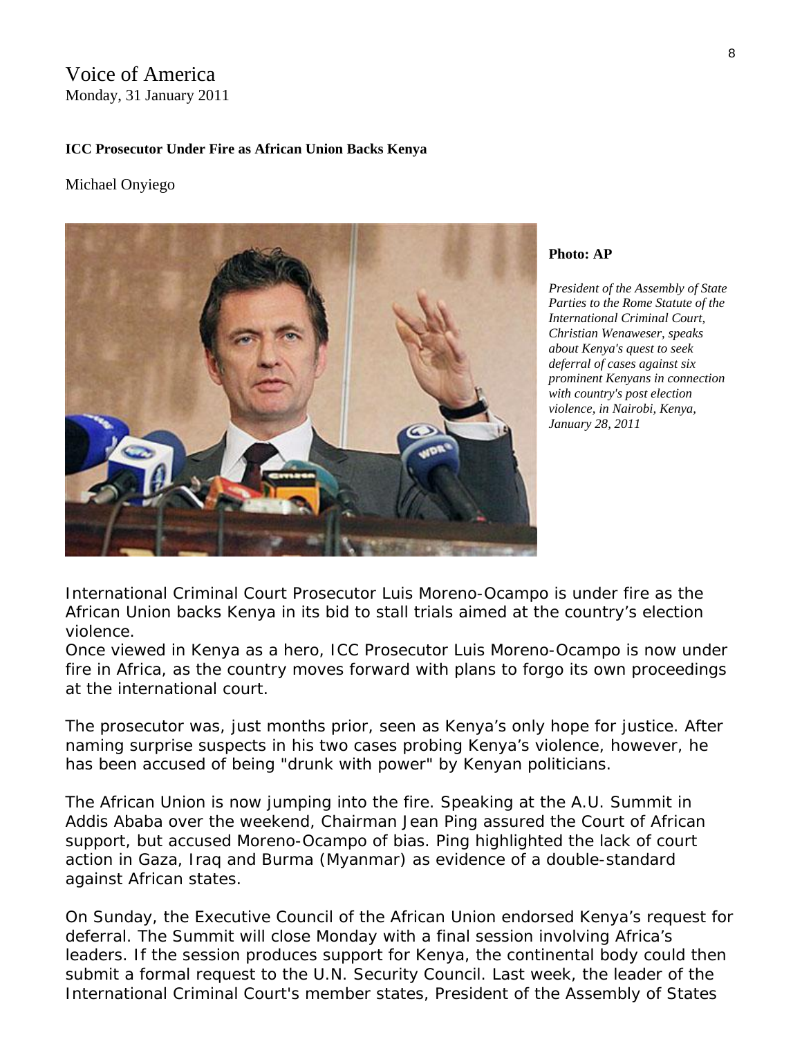Voice of America
Monday, 31 January 2011

**ICC Prosecutor Under Fire as African Union Backs Kenya**

Michael Onyiego

**Photo: AP**

*President of the Assembly of State Parties to the Rome Statute of the International Criminal Court, Christian Wenaweser, speaks about Kenya's quest to seek deferral of cases against six prominent Kenyans in connection with country's post election violence, in Nairobi, Kenya, January 28, 2011*

International Criminal Court Prosecutor Luis Moreno-Ocampo is under fire as the African Union backs Kenya in its bid to stall trials aimed at the country's election violence.
Once viewed in Kenya as a hero, ICC Prosecutor Luis Moreno-Ocampo is now under fire in Africa, as the country moves forward with plans to forgo its own proceedings at the international court.

The prosecutor was, just months prior, seen as Kenya's only hope for justice. After naming surprise suspects in his two cases probing Kenya's violence, however, he has been accused of being "drunk with power" by Kenyan politicians.

The African Union is now jumping into the fire. Speaking at the A.U. Summit in Addis Ababa over the weekend, Chairman Jean Ping assured the Court of African support, but accused Moreno-Ocampo of bias. Ping highlighted the lack of court action in Gaza, Iraq and Burma (Myanmar) as evidence of a double-standard against African states.

On Sunday, the Executive Council of the African Union endorsed Kenya's request for deferral. The Summit will close Monday with a final session involving Africa's leaders. If the session produces support for Kenya, the continental body could then submit a formal request to the U.N. Security Council. Last week, the leader of the International Criminal Court's member states, President of the Assembly of States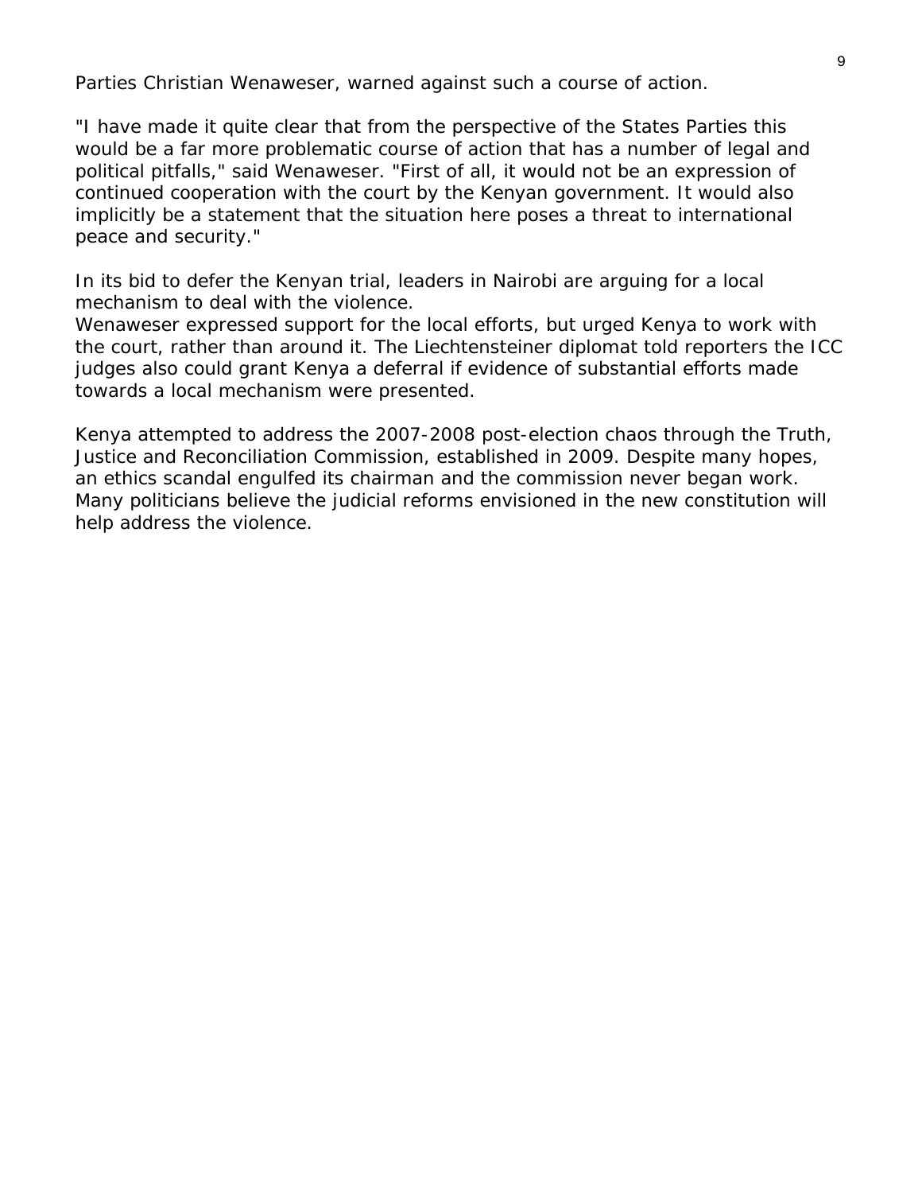Parties Christian Wenaweser, warned against such a course of action.

"I have made it quite clear that from the perspective of the States Parties this would be a far more problematic course of action that has a number of legal and political pitfalls," said Wenaweser. "First of all, it would not be an expression of continued cooperation with the court by the Kenyan government. It would also implicitly be a statement that the situation here poses a threat to international peace and security."

In its bid to defer the Kenyan trial, leaders in Nairobi are arguing for a local mechanism to deal with the violence.
Wenaweser expressed support for the local efforts, but urged Kenya to work with the court, rather than around it. The Liechtensteiner diplomat told reporters the ICC judges also could grant Kenya a deferral if evidence of substantial efforts made towards a local mechanism were presented.

Kenya attempted to address the 2007-2008 post-election chaos through the Truth, Justice and Reconciliation Commission, established in 2009. Despite many hopes, an ethics scandal engulfed its chairman and the commission never began work. Many politicians believe the judicial reforms envisioned in the new constitution will help address the violence.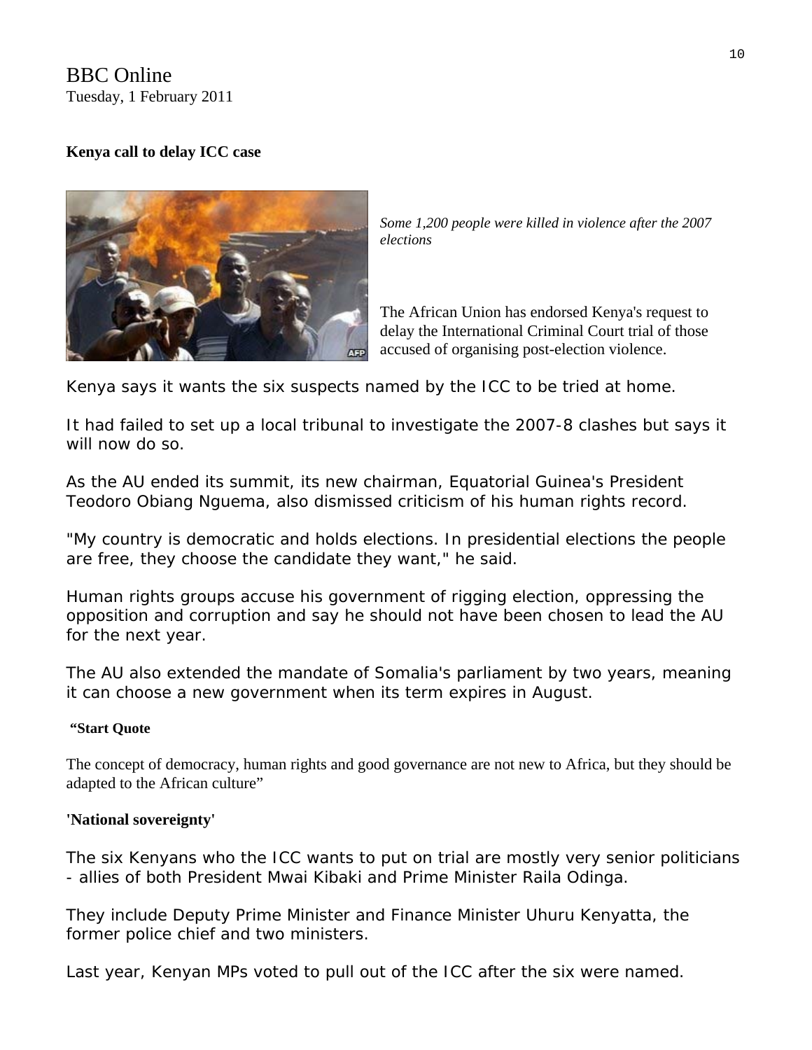BBC Online
Tuesday, 1 February 2011

**Kenya call to delay ICC case**

*Some 1,200 people were killed in violence after the 2007 elections*

The African Union has endorsed Kenya's request to delay the International Criminal Court trial of those accused of organising post-election violence.

Kenya says it wants the six suspects named by the ICC to be tried at home.

It had failed to set up a local tribunal to investigate the 2007-8 clashes but says it will now do so.

As the AU ended its summit, its new chairman, Equatorial Guinea's President Teodoro Obiang Nguema, also dismissed criticism of his human rights record.

"My country is democratic and holds elections. In presidential elections the people are free, they choose the candidate they want," he said.

Human rights groups accuse his government of rigging election, oppressing the opposition and corruption and say he should not have been chosen to lead the AU for the next year.

The AU also extended the mandate of Somalia's parliament by two years, meaning it can choose a new government when its term expires in August.

**"Start Quote**

The concept of democracy, human rights and good governance are not new to Africa, but they should be adapted to the African culture"

**'National sovereignty'**

The six Kenyans who the ICC wants to put on trial are mostly very senior politicians - allies of both President Mwai Kibaki and Prime Minister Raila Odinga.

They include Deputy Prime Minister and Finance Minister Uhuru Kenyatta, the former police chief and two ministers.

Last year, Kenyan MPs voted to pull out of the ICC after the six were named.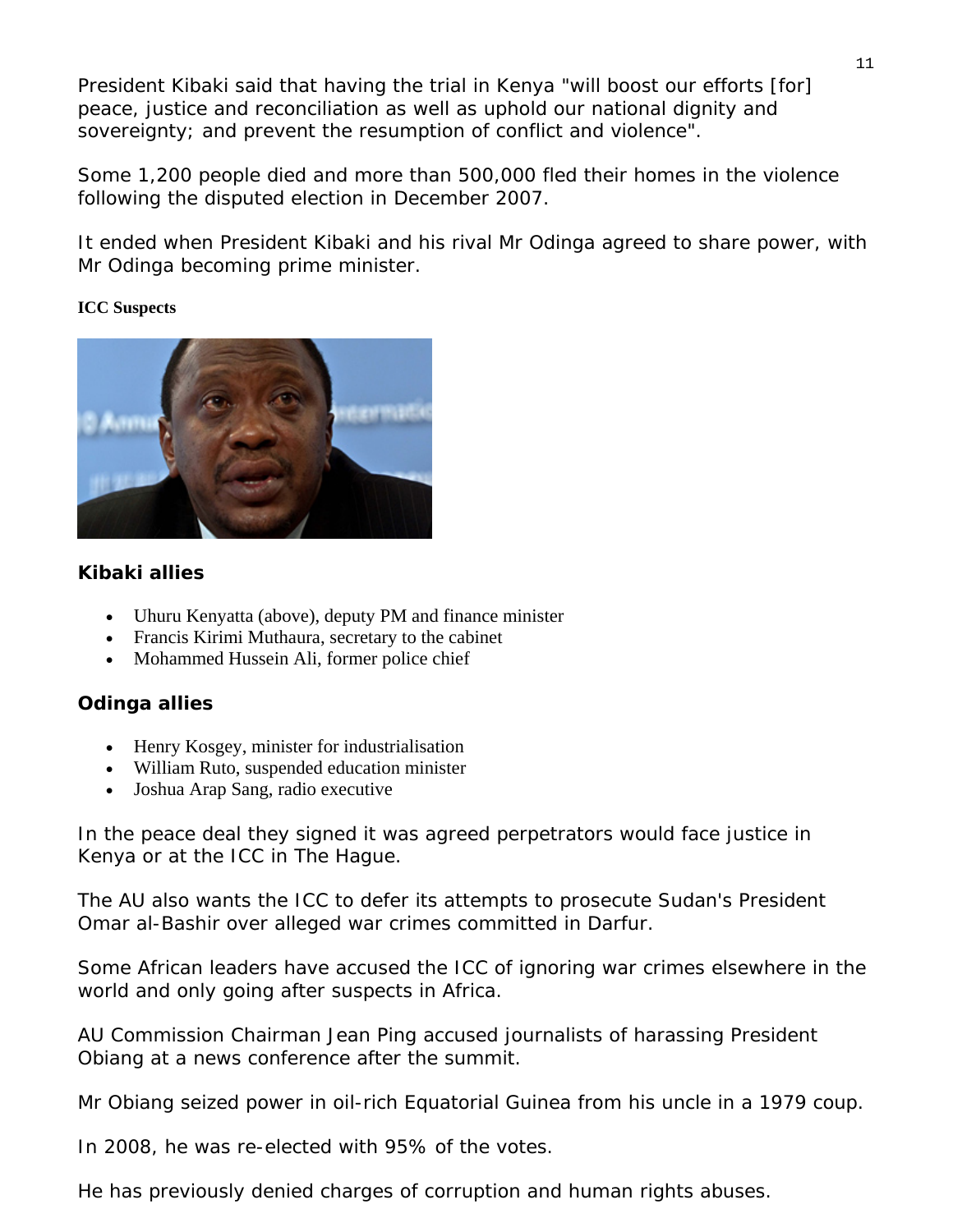President Kibaki said that having the trial in Kenya "will boost our efforts [for] peace, justice and reconciliation as well as uphold our national dignity and sovereignty; and prevent the resumption of conflict and violence".

Some 1,200 people died and more than 500,000 fled their homes in the violence following the disputed election in December 2007.

It ended when President Kibaki and his rival Mr Odinga agreed to share power, with Mr Odinga becoming prime minister.

**ICC Suspects**

### Kibaki allies

- Uhuru Kenyatta (above), deputy PM and finance minister
- Francis Kirimi Muthaura, secretary to the cabinet
- Mohammed Hussein Ali, former police chief

### Odinga allies

- Henry Kosgey, minister for industrialisation
- William Ruto, suspended education minister
- Joshua Arap Sang, radio executive

In the peace deal they signed it was agreed perpetrators would face justice in Kenya or at the ICC in The Hague.

The AU also wants the ICC to defer its attempts to prosecute Sudan's President Omar al-Bashir over alleged war crimes committed in Darfur.

Some African leaders have accused the ICC of ignoring war crimes elsewhere in the world and only going after suspects in Africa.

AU Commission Chairman Jean Ping accused journalists of harassing President Obiang at a news conference after the summit.

Mr Obiang seized power in oil-rich Equatorial Guinea from his uncle in a 1979 coup.

In 2008, he was re-elected with 95% of the votes.

He has previously denied charges of corruption and human rights abuses.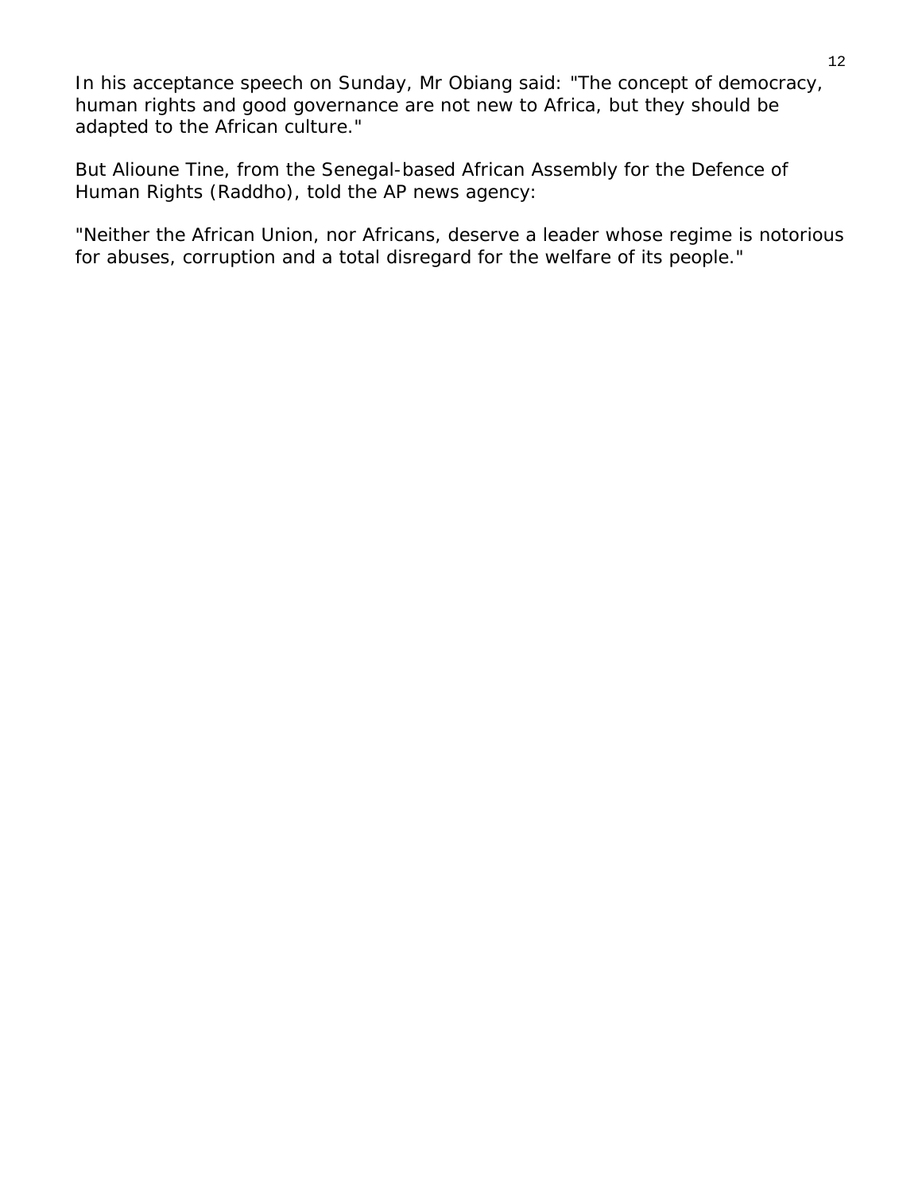In his acceptance speech on Sunday, Mr Obiang said: "The concept of democracy, human rights and good governance are not new to Africa, but they should be adapted to the African culture."

But Alioune Tine, from the Senegal-based African Assembly for the Defence of Human Rights (Raddho), told the AP news agency:

"Neither the African Union, nor Africans, deserve a leader whose regime is notorious for abuses, corruption and a total disregard for the welfare of its people."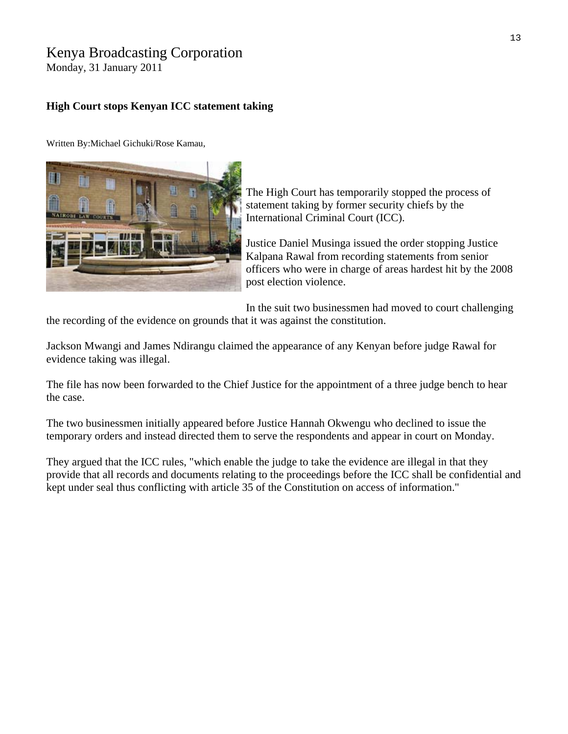# Kenya Broadcasting Corporation

Monday, 31 January 2011

**High Court stops Kenyan ICC statement taking**

Written By:Michael Gichuki/Rose Kamau,

The High Court has temporarily stopped the process of statement taking by former security chiefs by the International Criminal Court (ICC).

Justice Daniel Musinga issued the order stopping Justice Kalpana Rawal from recording statements from senior officers who were in charge of areas hardest hit by the 2008 post election violence.

In the suit two businessmen had moved to court challenging the recording of the evidence on grounds that it was against the constitution.

Jackson Mwangi and James Ndirangu claimed the appearance of any Kenyan before judge Rawal for evidence taking was illegal.

The file has now been forwarded to the Chief Justice for the appointment of a three judge bench to hear the case.

The two businessmen initially appeared before Justice Hannah Okwengu who declined to issue the temporary orders and instead directed them to serve the respondents and appear in court on Monday.

They argued that the ICC rules, "which enable the judge to take the evidence are illegal in that they provide that all records and documents relating to the proceedings before the ICC shall be confidential and kept under seal thus conflicting with article 35 of the Constitution on access of information."